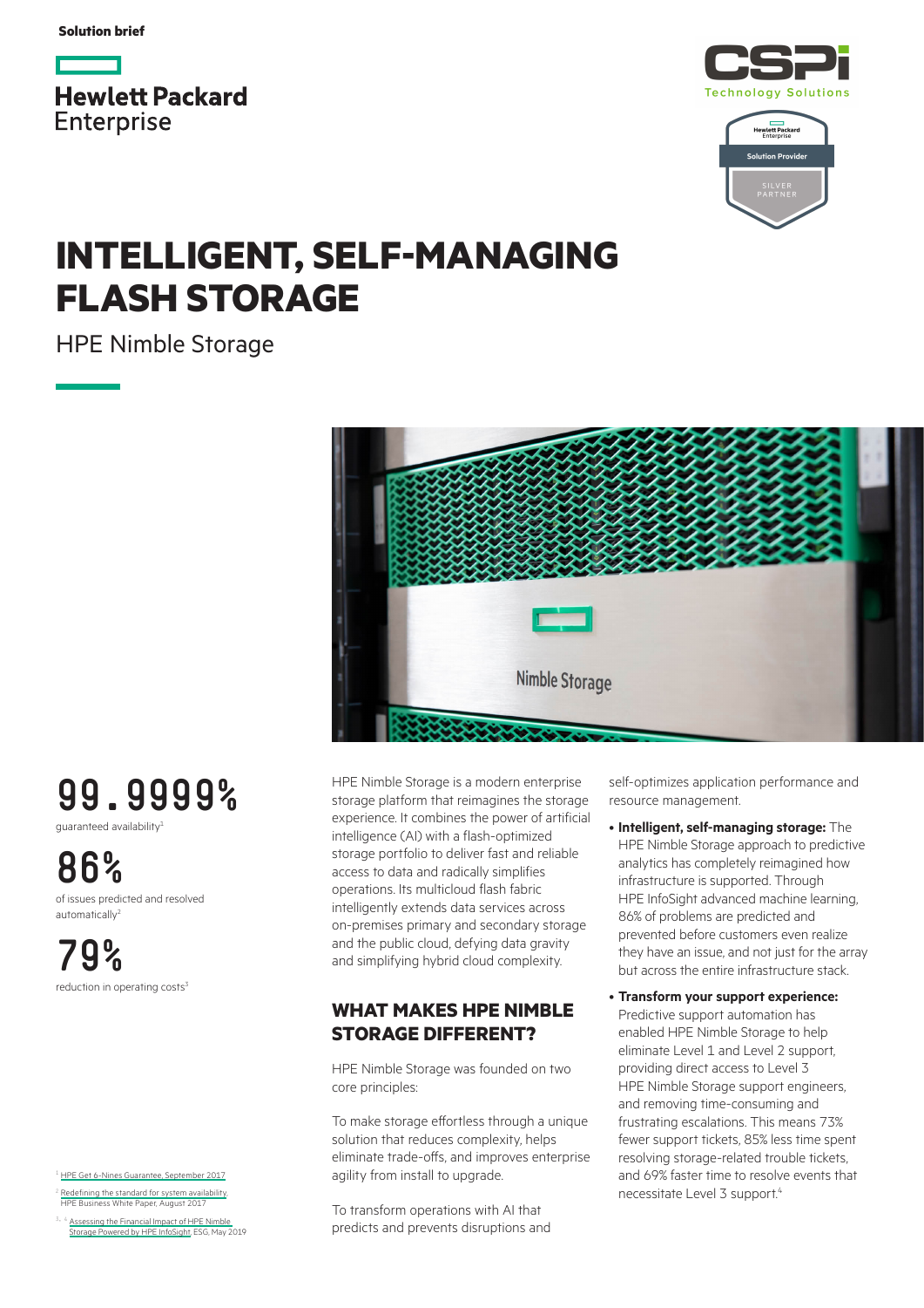Solution brief

Hewlett Packard Enterprise

CSPi Technology Solutions

Hewlett Packard Enterprise Solution Provider SILVER PARTNER

# INTELLIGENT, SELF-MANAGING FLASH STORAGE

HPE Nimble Storage

**99.9999%**
guaranteed availability[1]

**86%**
of issues predicted and resolved automatically[2]

**79%**
reduction in operating costs[3]

HPE Nimble Storage is a modern enterprise storage platform that reimagines the storage experience. It combines the power of artificial intelligence (AI) with a flash-optimized storage portfolio to deliver fast and reliable access to data and radically simplifies operations. Its multicloud flash fabric intelligently extends data services across on-premises primary and secondary storage and the public cloud, defying data gravity and simplifying hybrid cloud complexity.

## WHAT MAKES HPE NIMBLE STORAGE DIFFERENT?

HPE Nimble Storage was founded on two core principles:

To make storage effortless through a unique solution that reduces complexity, helps eliminate trade-offs, and improves enterprise agility from install to upgrade.

To transform operations with AI that predicts and prevents disruptions and self-optimizes application performance and resource management.

- **Intelligent, self-managing storage:** The HPE Nimble Storage approach to predictive analytics has completely reimagined how infrastructure is supported. Through HPE InfoSight advanced machine learning, 86% of problems are predicted and prevented before customers even realize they have an issue, and not just for the array but across the entire infrastructure stack.
- **Transform your support experience:** Predictive support automation has enabled HPE Nimble Storage to help eliminate Level 1 and Level 2 support, providing direct access to Level 3 HPE Nimble Storage support engineers, and removing time-consuming and frustrating escalations. This means 73% fewer support tickets, 85% less time spent resolving storage-related trouble tickets, and 69% faster time to resolve events that necessitate Level 3 support.[4]

[1] HPE Get 6-Nines Guarantee, September 2017

[2] Redefining the standard for system availability, HPE Business White Paper, August 2017

[3, 4] Assessing the Financial Impact of HPE Nimble Storage Powered by HPE InfoSight, ESG, May 2019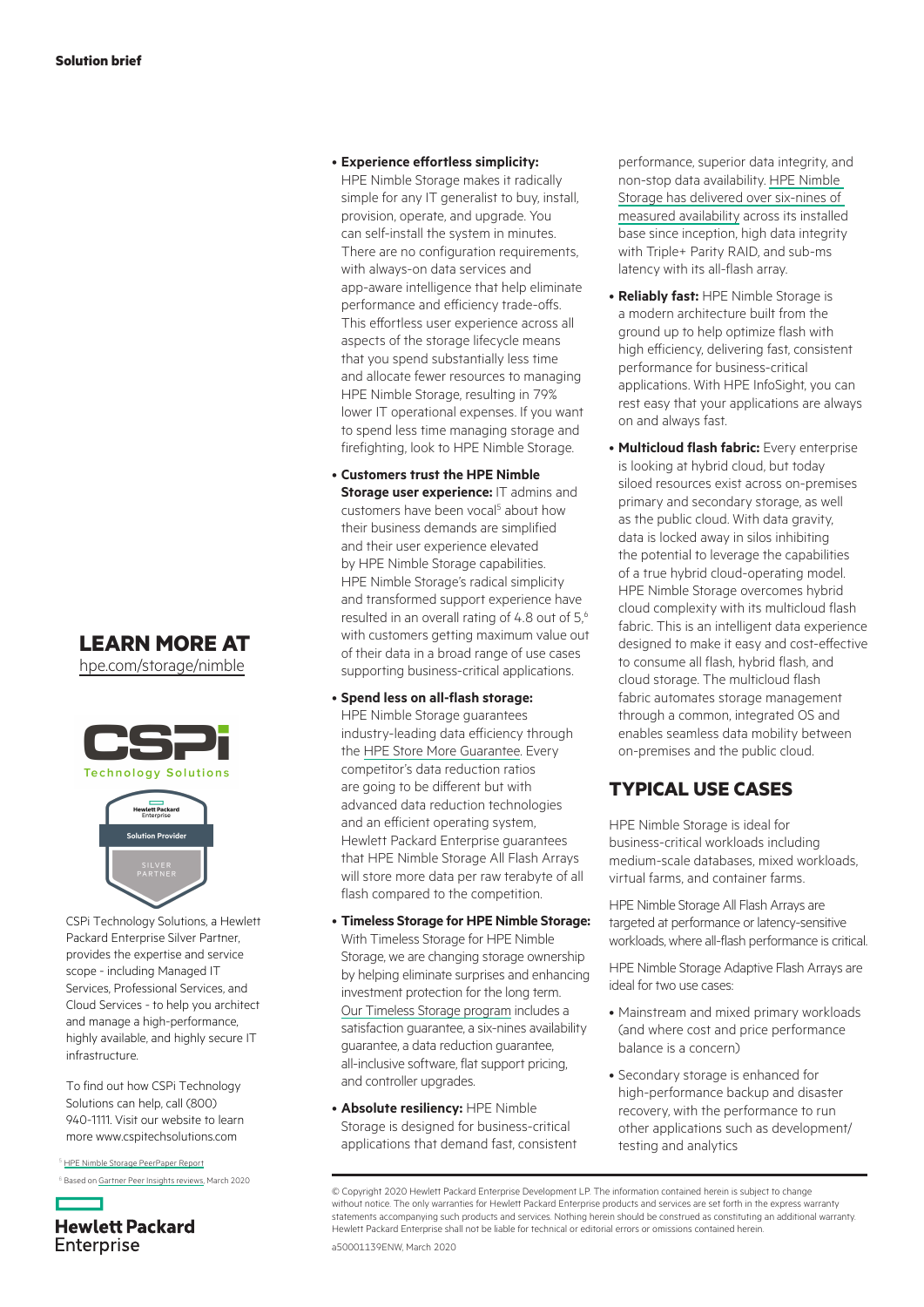**Experience effortless simplicity:** HPE Nimble Storage makes it radically simple for any IT generalist to buy, install, provision, operate, and upgrade. You can self-install the system in minutes. There are no configuration requirements, with always-on data services and app-aware intelligence that help eliminate performance and efficiency trade-offs. This effortless user experience across all aspects of the storage lifecycle means that you spend substantially less time and allocate fewer resources to managing HPE Nimble Storage, resulting in 79% lower IT operational expenses. If you want to spend less time managing storage and firefighting, look to HPE Nimble Storage.

- **Customers trust the HPE Nimble Storage user experience:** IT admins and customers have been vocal[5] about how their business demands are simplified and their user experience elevated by HPE Nimble Storage capabilities. HPE Nimble Storage's radical simplicity and transformed support experience have resulted in an overall rating of 4.8 out of 5,[6] with customers getting maximum value out of their data in a broad range of use cases supporting business-critical applications.
- **Spend less on all-flash storage:** HPE Nimble Storage guarantees industry-leading data efficiency through the HPE Store More Guarantee. Every competitor's data reduction ratios are going to be different but with advanced data reduction technologies and an efficient operating system, Hewlett Packard Enterprise guarantees that HPE Nimble Storage All Flash Arrays will store more data per raw terabyte of all flash compared to the competition.
- **Timeless Storage for HPE Nimble Storage:** With Timeless Storage for HPE Nimble Storage, we are changing storage ownership by helping eliminate surprises and enhancing investment protection for the long term. Our Timeless Storage program includes a satisfaction guarantee, a six-nines availability guarantee, a data reduction guarantee, all-inclusive software, flat support pricing, and controller upgrades.
- **Absolute resiliency:** HPE Nimble Storage is designed for business-critical applications that demand fast, consistent performance, superior data integrity, and non-stop data availability. HPE Nimble Storage has delivered over six-nines of measured availability across its installed base since inception, high data integrity with Triple+ Parity RAID, and sub-ms latency with its all-flash array.
- **Reliably fast:** HPE Nimble Storage is a modern architecture built from the ground up to help optimize flash with high efficiency, delivering fast, consistent performance for business-critical applications. With HPE InfoSight, you can rest easy that your applications are always on and always fast.
- **Multicloud flash fabric:** Every enterprise is looking at hybrid cloud, but today siloed resources exist across on-premises primary and secondary storage, as well as the public cloud. With data gravity, data is locked away in silos inhibiting the potential to leverage the capabilities of a true hybrid cloud-operating model. HPE Nimble Storage overcomes hybrid cloud complexity with its multicloud flash fabric. This is an intelligent data experience designed to make it easy and cost-effective to consume all flash, hybrid flash, and cloud storage. The multicloud flash fabric automates storage management through a common, integrated OS and enables seamless data mobility between on-premises and the public cloud.

## TYPICAL USE CASES

HPE Nimble Storage is ideal for business-critical workloads including medium-scale databases, mixed workloads, virtual farms, and container farms.

HPE Nimble Storage All Flash Arrays are targeted at performance or latency-sensitive workloads, where all-flash performance is critical.

HPE Nimble Storage Adaptive Flash Arrays are ideal for two use cases:

- Mainstream and mixed primary workloads (and where cost and price performance balance is a concern)
- Secondary storage is enhanced for high-performance backup and disaster recovery, with the performance to run other applications such as development/ testing and analytics

## LEARN MORE AT

hpe.com/storage/nimble

CSPi Technology Solutions

Hewlett Packard Enterprise Solution Provider SILVER PARTNER

CSPi Technology Solutions, a Hewlett Packard Enterprise Silver Partner, provides the expertise and service scope - including Managed IT Services, Professional Services, and Cloud Services - to help you architect and manage a high-performance, highly available, and highly secure IT infrastructure.

To find out how CSPi Technology Solutions can help, call (800) 940-1111. Visit our website to learn more www.cspitechsolutions.com

[5] HPE Nimble Storage PeerPaper Report

[6] Based on Gartner Peer Insights reviews, March 2020

Hewlett Packard Enterprise

© Copyright 2020 Hewlett Packard Enterprise Development LP. The information contained herein is subject to change without notice. The only warranties for Hewlett Packard Enterprise products and services are set forth in the express warranty statements accompanying such products and services. Nothing herein should be construed as constituting an additional warranty. Hewlett Packard Enterprise shall not be liable for technical or editorial errors or omissions contained herein.

a50001139ENW, March 2020